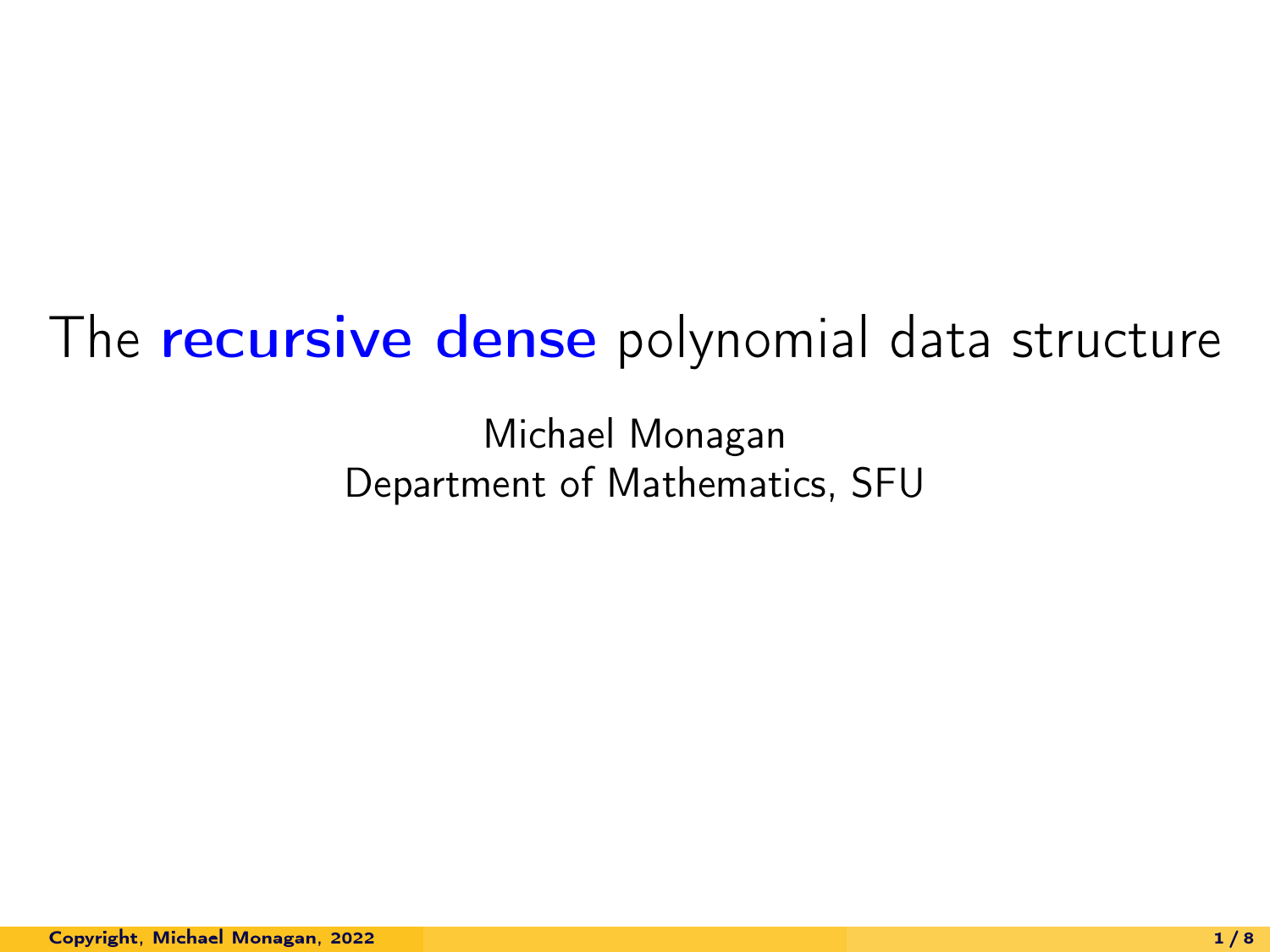# The **recursive dense** polynomial data structure

Michael Monagan
Department of Mathematics, SFU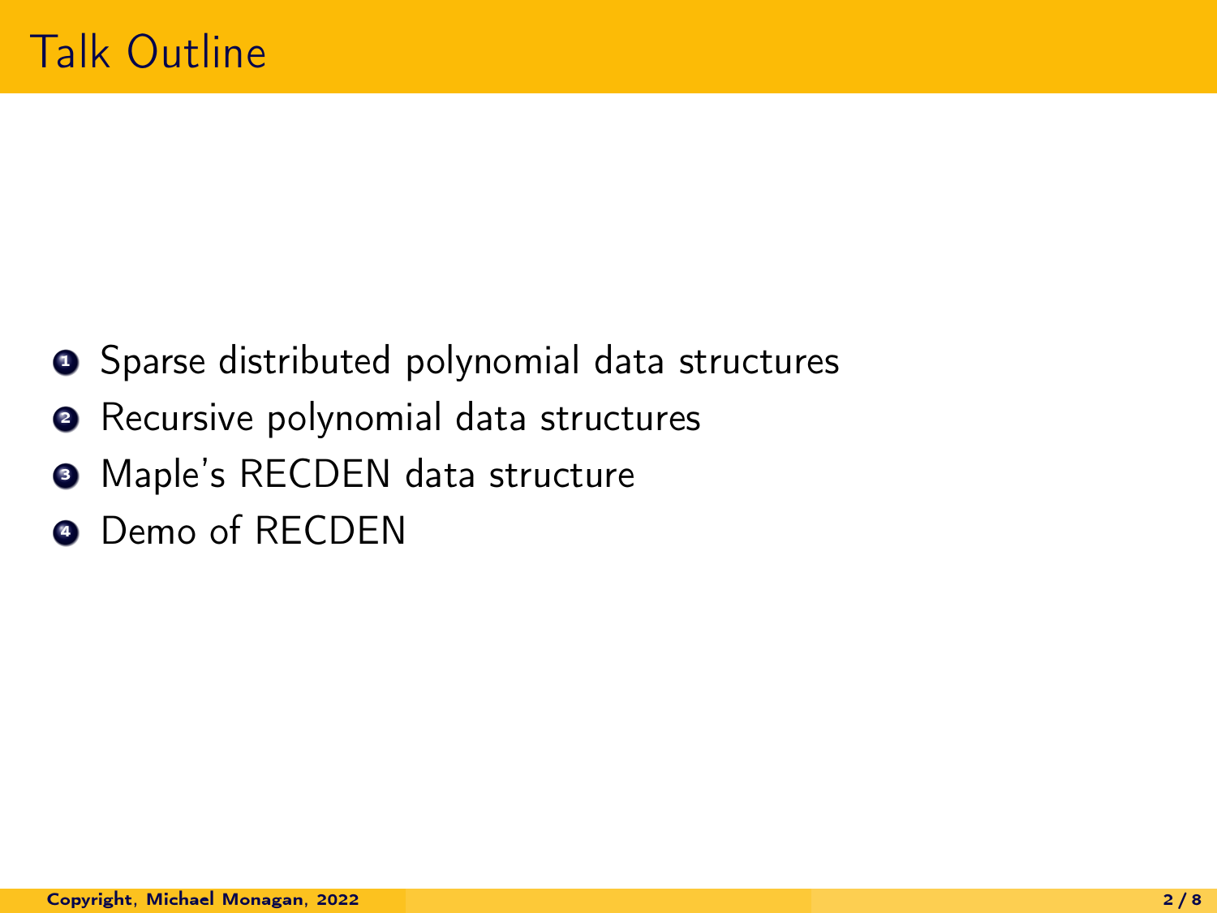# Talk Outline

1. Sparse distributed polynomial data structures
2. Recursive polynomial data structures
3. Maple's RECDEN data structure
4. Demo of RECDEN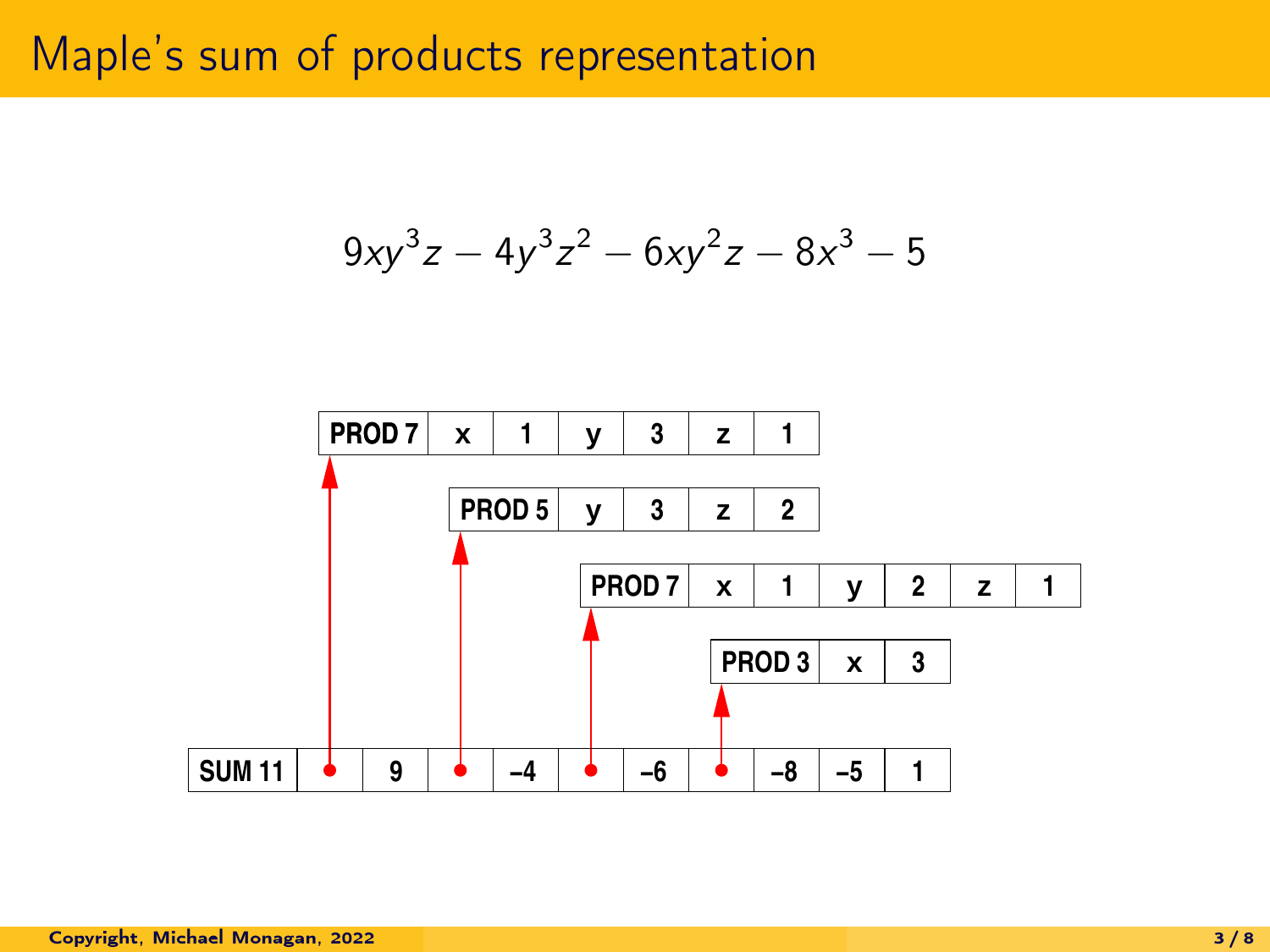# Maple's sum of products representation

$$9xy^3z - 4y^3z^2 - 6xy^2z - 8x^3 - 5$$

| PROD 7 | x | 1 | y | 3 | z | 1 |
|---|---|---|---|---|---|---|

| PROD 5 | y | 3 | z | 2 |
|---|---|---|---|---|

| PROD 7 | x | 1 | y | 2 | z | 1 |
|---|---|---|---|---|---|---|

| PROD 3 | x | 3 |
|---|---|---|

| SUM 11 | • | 9 | • | −4 | • | −6 | • | −8 | −5 | 1 |
|---|---|---|---|---|---|---|---|---|---|---|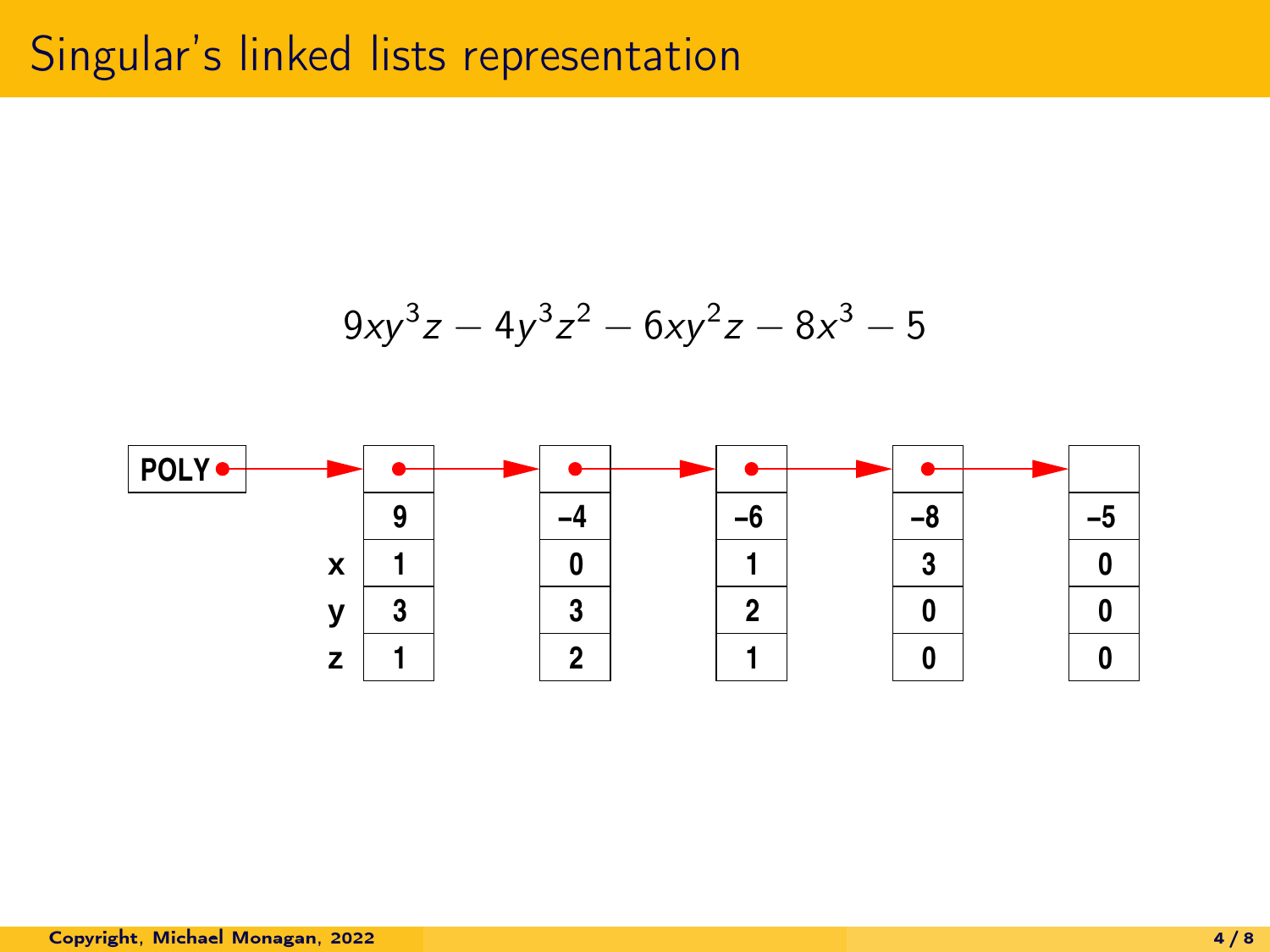# Singular's linked lists representation

$$9xy^3z - 4y^3z^2 - 6xy^2z - 8x^3 - 5$$

POLY → [9 | x:1, y:3, z:1] → [−4 | x:0, y:3, z:2] → [−6 | x:1, y:2, z:1] → [−8 | x:3, y:0, z:0] → [−5 | x:0, y:0, z:0]

|   | term 1 | term 2 | term 3 | term 4 | term 5 |
|---|---|---|---|---|---|
| coeff | 9 | −4 | −6 | −8 | −5 |
| x | 1 | 0 | 1 | 3 | 0 |
| y | 3 | 3 | 2 | 0 | 0 |
| z | 1 | 2 | 1 | 0 | 0 |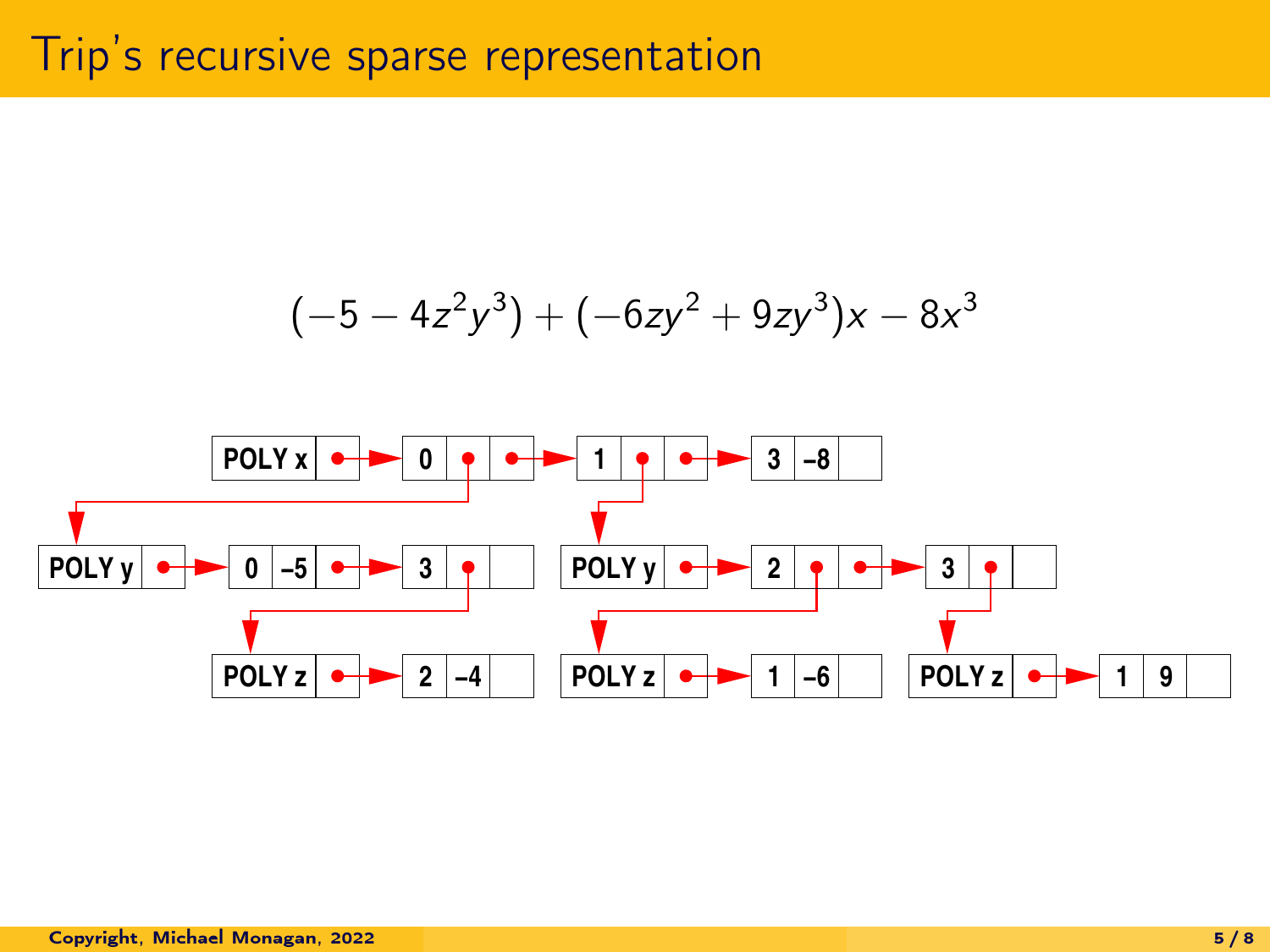# Trip's recursive sparse representation

$$(-5 - 4z^2y^3) + (-6zy^2 + 9zy^3)x - 8x^3$$

POLY x → [0 | • | •] → [1 | • | •] → [3 | −8 | ]

[0] → POLY y → [0 | −5 | •] → [3 | • | ]

[3] → POLY z → [2 | −4 | ]

[1] → POLY y → [2 | • | •] → [3 | • | ]

[2] → POLY z → [1 | −6 | ]

[3] → POLY z → [1 | 9 | ]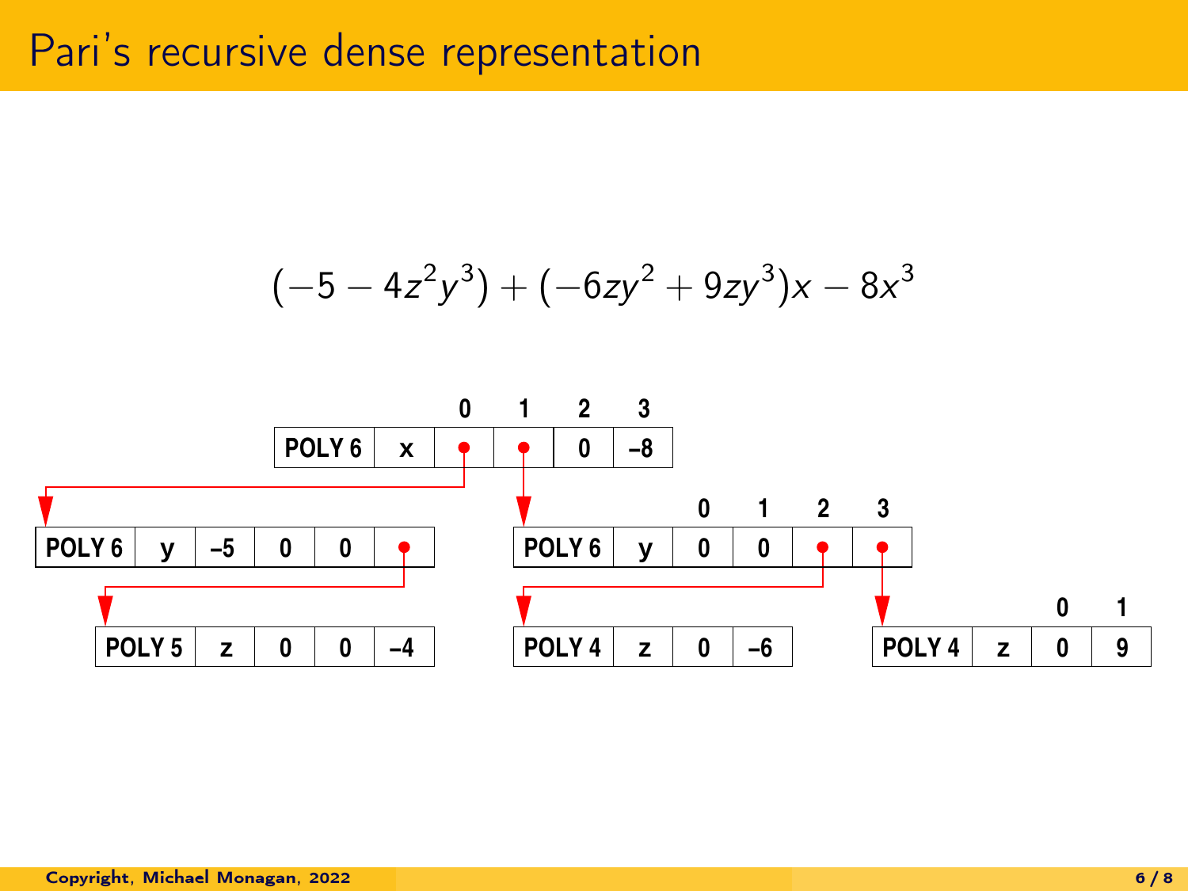# Pari's recursive dense representation

$$(-5 - 4z^2y^3) + (-6zy^2 + 9zy^3)x - 8x^3$$

| | | 0 | 1 | 2 | 3 |
|---|---|---|---|---|---|
| POLY 6 | x | • | • | 0 | –8 |

Coefficient 0 (pointer):

| POLY 6 | y | –5 | 0 | 0 | • |
|---|---|---|---|---|---|

| POLY 5 | z | 0 | 0 | –4 |
|---|---|---|---|---|

Coefficient 1 (pointer):

| | | 0 | 1 | 2 | 3 |
|---|---|---|---|---|---|
| POLY 6 | y | 0 | 0 | • | • |

| POLY 4 | z | 0 | –6 |
|---|---|---|---|

| | | 0 | 1 |
|---|---|---|---|
| POLY 4 | z | 0 | 9 |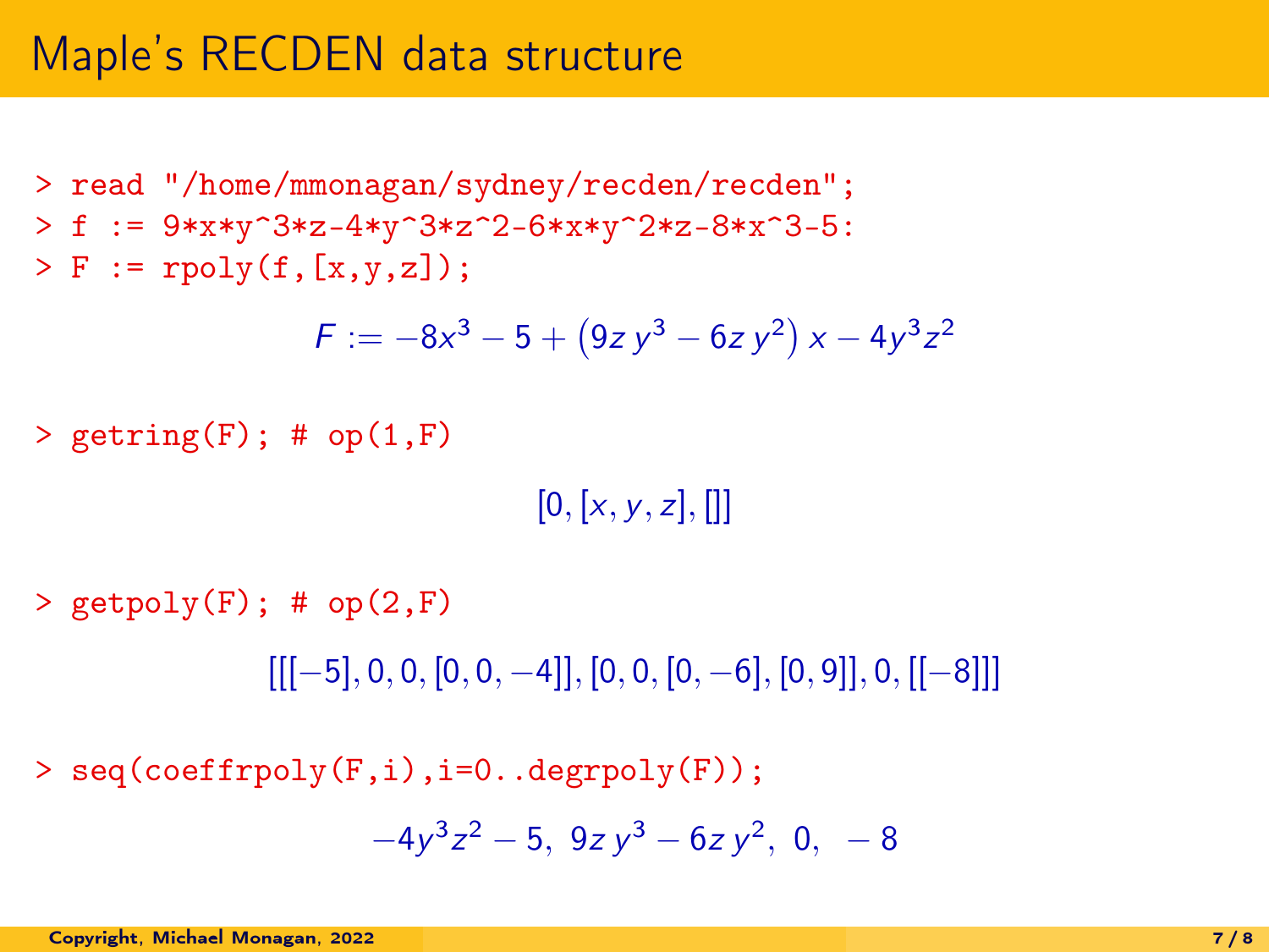# Maple's RECDEN data structure

```
> read "/home/mmonagan/sydney/recden/recden";
> f := 9*x*y^3*z-4*y^3*z^2-6*x*y^2*z-8*x^3-5:
> F := rpoly(f,[x,y,z]);
```

$$F := -8x^3 - 5 + \left(9z\,y^3 - 6z\,y^2\right)x - 4y^3z^2$$

```
> getring(F); # op(1,F)
```

$$[0, [x, y, z], []]$$

```
> getpoly(F); # op(2,F)
```

$$[[[-5], 0, 0, [0, 0, -4]], [0, 0, [0, -6], [0, 9]], 0, [[-8]]]$$

```
> seq(coeffrpoly(F,i),i=0..degrpoly(F));
```

$$-4y^3z^2 - 5,\ 9z\,y^3 - 6z\,y^2,\ 0,\ -8$$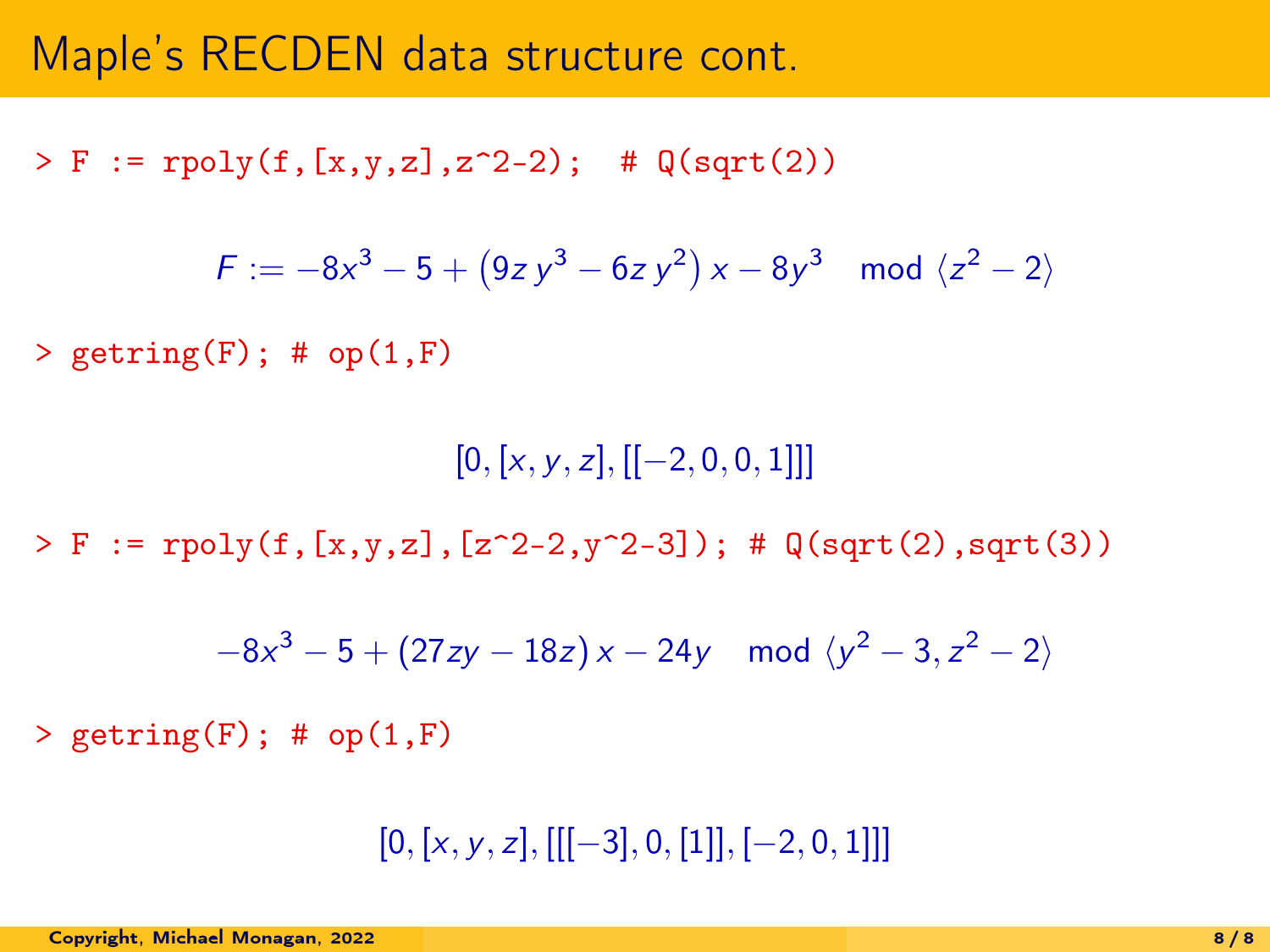# Maple's RECDEN data structure cont.

```
> F := rpoly(f,[x,y,z],z^2-2);  # Q(sqrt(2))
```

$$F := -8x^3 - 5 + \left(9z\,y^3 - 6z\,y^2\right)x - 8y^3 \quad \bmod \langle z^2 - 2\rangle$$

```
> getring(F); # op(1,F)
```

$$[0, [x, y, z], [[-2, 0, 0, 1]]]$$

```
> F := rpoly(f,[x,y,z],[z^2-2,y^2-3]); # Q(sqrt(2),sqrt(3))
```

$$-8x^3 - 5 + (27zy - 18z)\,x - 24y \quad \bmod \langle y^2 - 3, z^2 - 2\rangle$$

```
> getring(F); # op(1,F)
```

$$[0, [x, y, z], [[[-3], 0, [1]], [-2, 0, 1]]]$$